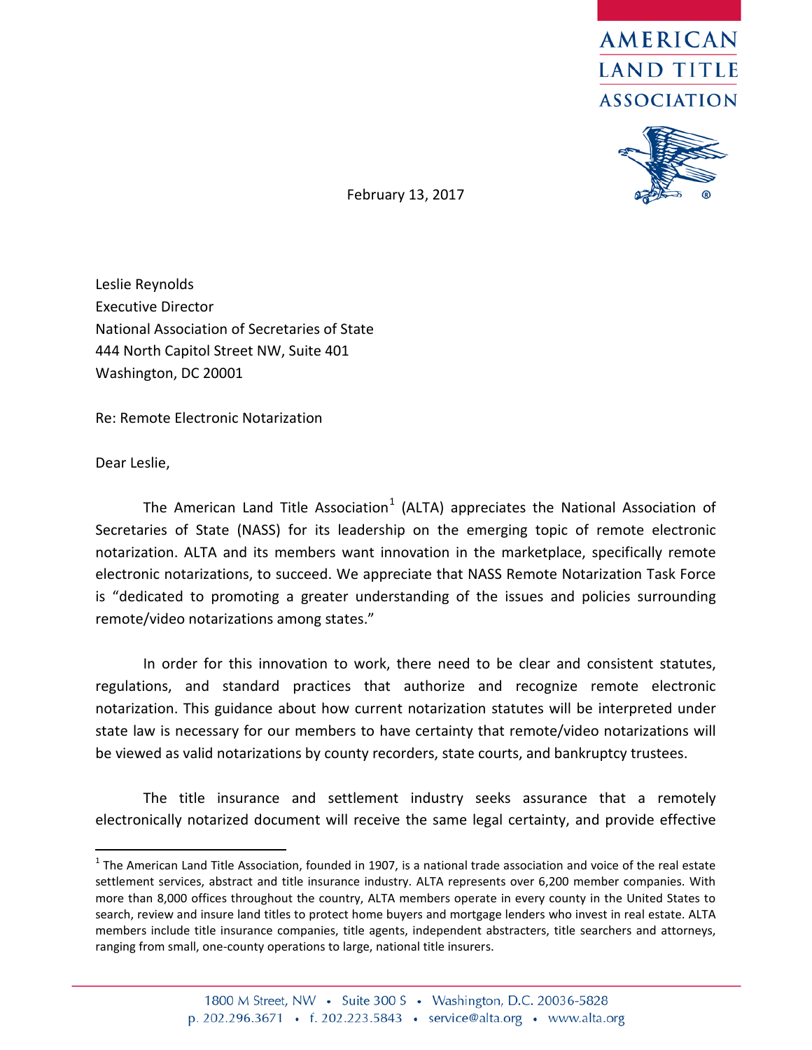AMERICAN LAND TITLE ASSOCIATION

February 13, 2017

Leslie Reynolds
Executive Director
National Association of Secretaries of State
444 North Capitol Street NW, Suite 401
Washington, DC 20001

Re: Remote Electronic Notarization

Dear Leslie,

The American Land Title Association[1] (ALTA) appreciates the National Association of Secretaries of State (NASS) for its leadership on the emerging topic of remote electronic notarization. ALTA and its members want innovation in the marketplace, specifically remote electronic notarizations, to succeed. We appreciate that NASS Remote Notarization Task Force is "dedicated to promoting a greater understanding of the issues and policies surrounding remote/video notarizations among states."

In order for this innovation to work, there need to be clear and consistent statutes, regulations, and standard practices that authorize and recognize remote electronic notarization. This guidance about how current notarization statutes will be interpreted under state law is necessary for our members to have certainty that remote/video notarizations will be viewed as valid notarizations by county recorders, state courts, and bankruptcy trustees.

The title insurance and settlement industry seeks assurance that a remotely electronically notarized document will receive the same legal certainty, and provide effective

[1] The American Land Title Association, founded in 1907, is a national trade association and voice of the real estate settlement services, abstract and title insurance industry. ALTA represents over 6,200 member companies. With more than 8,000 offices throughout the country, ALTA members operate in every county in the United States to search, review and insure land titles to protect home buyers and mortgage lenders who invest in real estate. ALTA members include title insurance companies, title agents, independent abstracters, title searchers and attorneys, ranging from small, one-county operations to large, national title insurers.

1800 M Street, NW • Suite 300 S • Washington, D.C. 20036-5828
p. 202.296.3671 • f. 202.223.5843 • service@alta.org • www.alta.org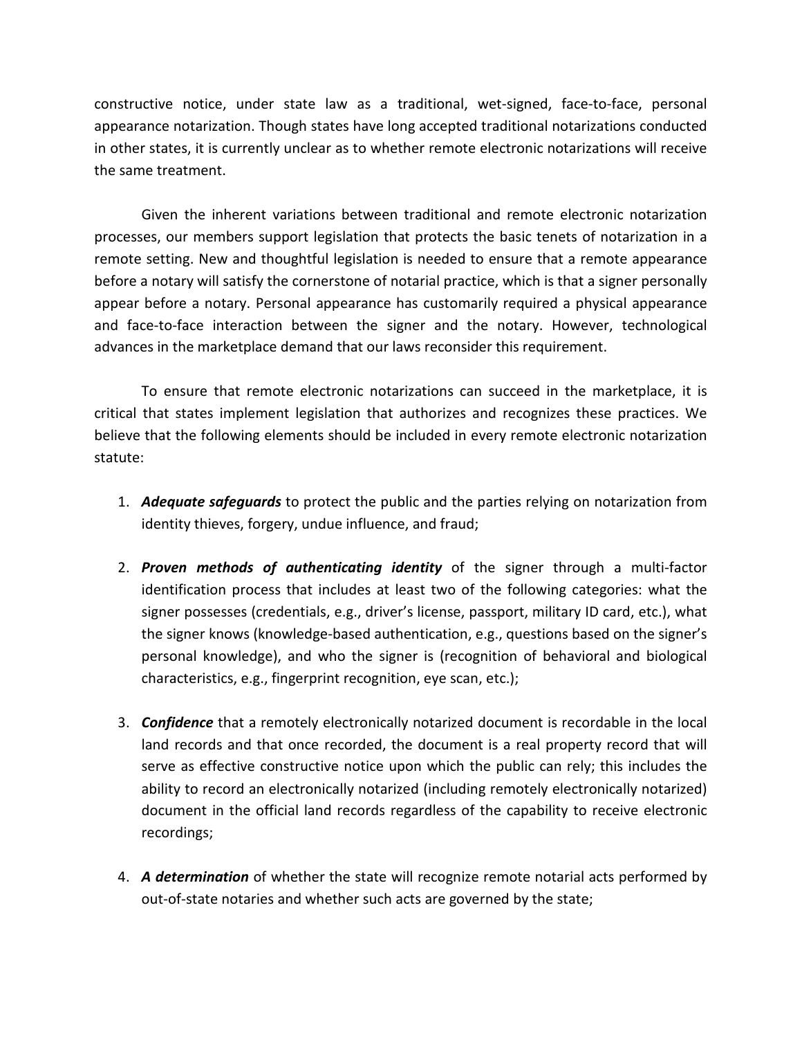constructive notice, under state law as a traditional, wet-signed, face-to-face, personal appearance notarization. Though states have long accepted traditional notarizations conducted in other states, it is currently unclear as to whether remote electronic notarizations will receive the same treatment.

Given the inherent variations between traditional and remote electronic notarization processes, our members support legislation that protects the basic tenets of notarization in a remote setting. New and thoughtful legislation is needed to ensure that a remote appearance before a notary will satisfy the cornerstone of notarial practice, which is that a signer personally appear before a notary. Personal appearance has customarily required a physical appearance and face-to-face interaction between the signer and the notary. However, technological advances in the marketplace demand that our laws reconsider this requirement.

To ensure that remote electronic notarizations can succeed in the marketplace, it is critical that states implement legislation that authorizes and recognizes these practices. We believe that the following elements should be included in every remote electronic notarization statute:

1. ***Adequate safeguards*** to protect the public and the parties relying on notarization from identity thieves, forgery, undue influence, and fraud;

2. ***Proven methods of authenticating identity*** of the signer through a multi-factor identification process that includes at least two of the following categories: what the signer possesses (credentials, e.g., driver's license, passport, military ID card, etc.), what the signer knows (knowledge-based authentication, e.g., questions based on the signer's personal knowledge), and who the signer is (recognition of behavioral and biological characteristics, e.g., fingerprint recognition, eye scan, etc.);

3. ***Confidence*** that a remotely electronically notarized document is recordable in the local land records and that once recorded, the document is a real property record that will serve as effective constructive notice upon which the public can rely; this includes the ability to record an electronically notarized (including remotely electronically notarized) document in the official land records regardless of the capability to receive electronic recordings;

4. ***A determination*** of whether the state will recognize remote notarial acts performed by out-of-state notaries and whether such acts are governed by the state;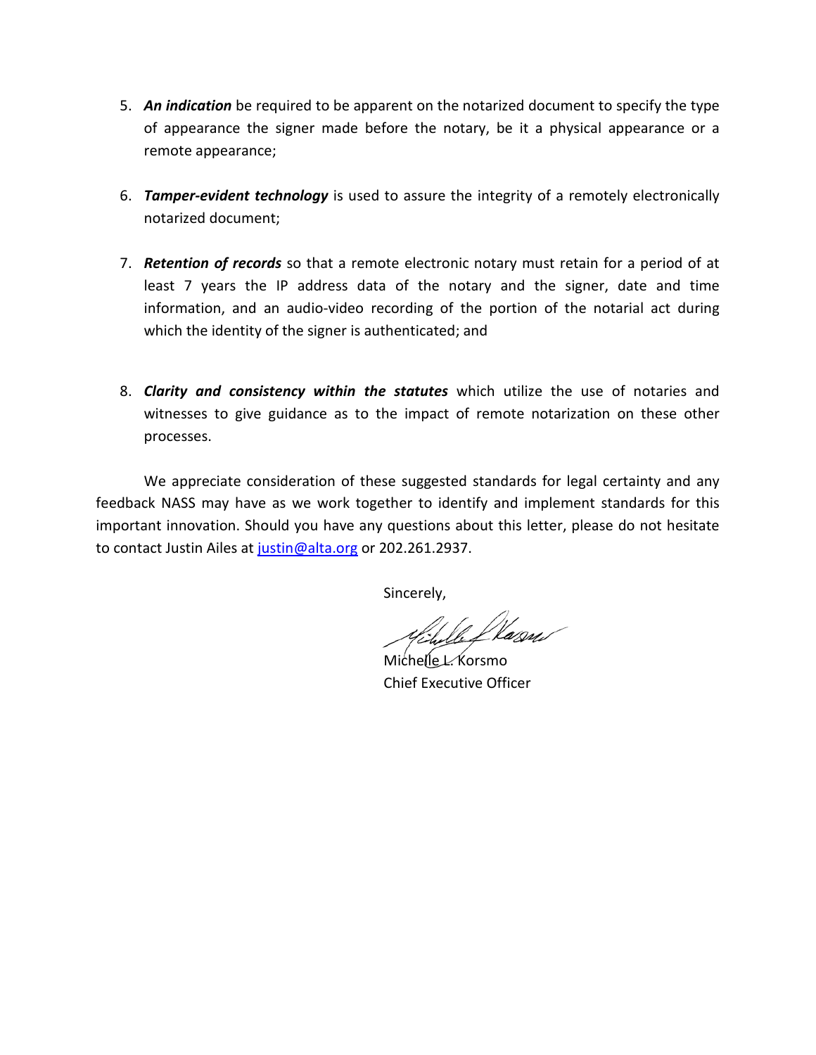5. ***An indication*** be required to be apparent on the notarized document to specify the type of appearance the signer made before the notary, be it a physical appearance or a remote appearance;

6. ***Tamper-evident technology*** is used to assure the integrity of a remotely electronically notarized document;

7. ***Retention of records*** so that a remote electronic notary must retain for a period of at least 7 years the IP address data of the notary and the signer, date and time information, and an audio-video recording of the portion of the notarial act during which the identity of the signer is authenticated; and

8. ***Clarity and consistency within the statutes*** which utilize the use of notaries and witnesses to give guidance as to the impact of remote notarization on these other processes.

We appreciate consideration of these suggested standards for legal certainty and any feedback NASS may have as we work together to identify and implement standards for this important innovation. Should you have any questions about this letter, please do not hesitate to contact Justin Ailes at [justin@alta.org](mailto:justin@alta.org) or 202.261.2937.

Sincerely,

Michelle L. Korsmo
Chief Executive Officer